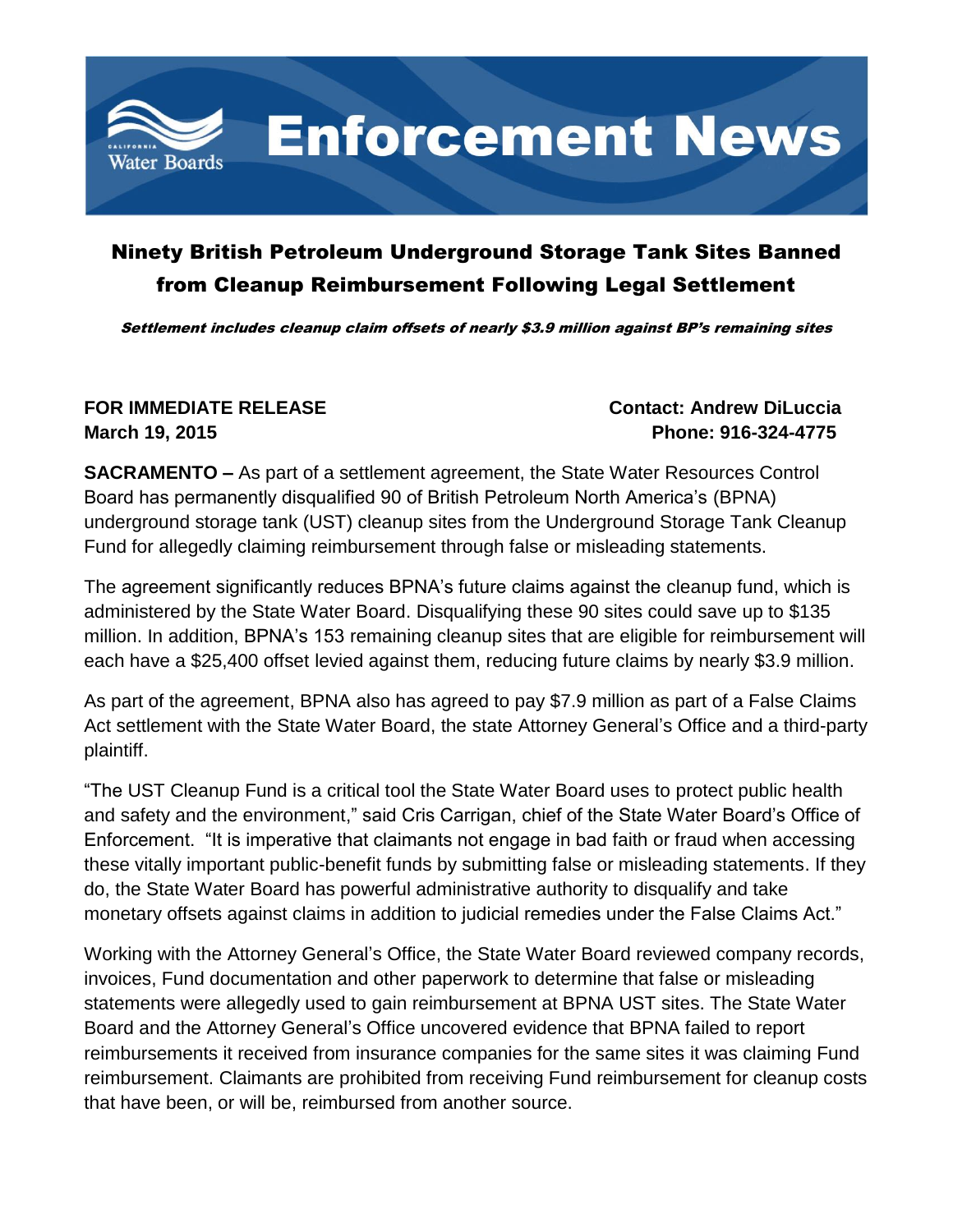# Enforcement News

## Ninety British Petroleum Underground Storage Tank Sites Banned from Cleanup Reimbursement Following Legal Settlement

***Settlement includes cleanup claim offsets of nearly $3.9 million against BP's remaining sites***

**FOR IMMEDIATE RELEASE**
**March 19, 2015**

**Contact: Andrew DiLuccia**
**Phone: 916-324-4775**

**SACRAMENTO –** As part of a settlement agreement, the State Water Resources Control Board has permanently disqualified 90 of British Petroleum North America's (BPNA) underground storage tank (UST) cleanup sites from the Underground Storage Tank Cleanup Fund for allegedly claiming reimbursement through false or misleading statements.

The agreement significantly reduces BPNA's future claims against the cleanup fund, which is administered by the State Water Board. Disqualifying these 90 sites could save up to $135 million. In addition, BPNA's 153 remaining cleanup sites that are eligible for reimbursement will each have a $25,400 offset levied against them, reducing future claims by nearly $3.9 million.

As part of the agreement, BPNA also has agreed to pay $7.9 million as part of a False Claims Act settlement with the State Water Board, the state Attorney General's Office and a third-party plaintiff.

"The UST Cleanup Fund is a critical tool the State Water Board uses to protect public health and safety and the environment," said Cris Carrigan, chief of the State Water Board's Office of Enforcement. "It is imperative that claimants not engage in bad faith or fraud when accessing these vitally important public-benefit funds by submitting false or misleading statements. If they do, the State Water Board has powerful administrative authority to disqualify and take monetary offsets against claims in addition to judicial remedies under the False Claims Act."

Working with the Attorney General's Office, the State Water Board reviewed company records, invoices, Fund documentation and other paperwork to determine that false or misleading statements were allegedly used to gain reimbursement at BPNA UST sites. The State Water Board and the Attorney General's Office uncovered evidence that BPNA failed to report reimbursements it received from insurance companies for the same sites it was claiming Fund reimbursement. Claimants are prohibited from receiving Fund reimbursement for cleanup costs that have been, or will be, reimbursed from another source.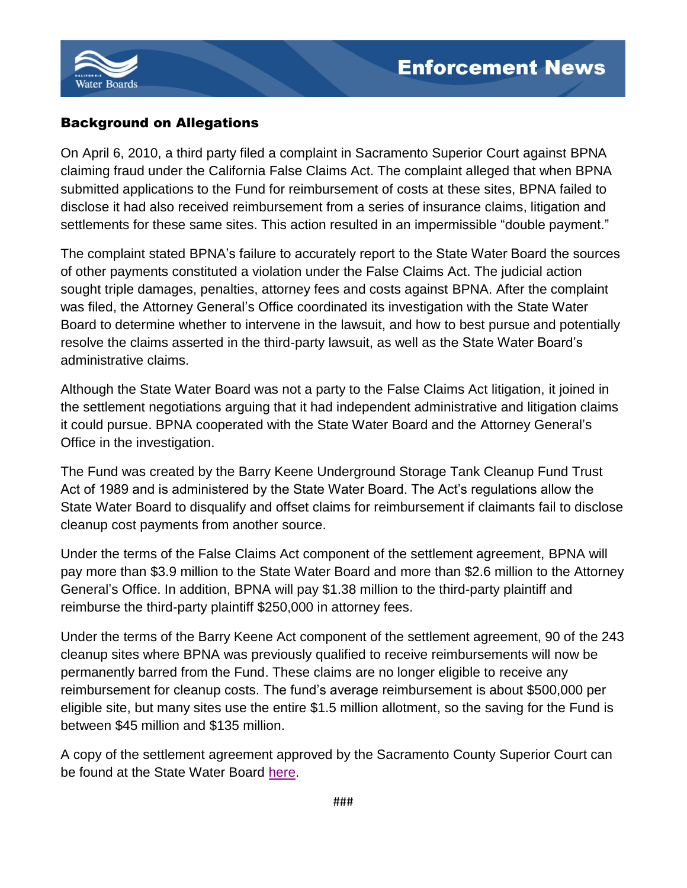## Background on Allegations

On April 6, 2010, a third party filed a complaint in Sacramento Superior Court against BPNA claiming fraud under the California False Claims Act. The complaint alleged that when BPNA submitted applications to the Fund for reimbursement of costs at these sites, BPNA failed to disclose it had also received reimbursement from a series of insurance claims, litigation and settlements for these same sites. This action resulted in an impermissible "double payment."

The complaint stated BPNA's failure to accurately report to the State Water Board the sources of other payments constituted a violation under the False Claims Act. The judicial action sought triple damages, penalties, attorney fees and costs against BPNA. After the complaint was filed, the Attorney General's Office coordinated its investigation with the State Water Board to determine whether to intervene in the lawsuit, and how to best pursue and potentially resolve the claims asserted in the third-party lawsuit, as well as the State Water Board's administrative claims.

Although the State Water Board was not a party to the False Claims Act litigation, it joined in the settlement negotiations arguing that it had independent administrative and litigation claims it could pursue. BPNA cooperated with the State Water Board and the Attorney General's Office in the investigation.

The Fund was created by the Barry Keene Underground Storage Tank Cleanup Fund Trust Act of 1989 and is administered by the State Water Board. The Act's regulations allow the State Water Board to disqualify and offset claims for reimbursement if claimants fail to disclose cleanup cost payments from another source.

Under the terms of the False Claims Act component of the settlement agreement, BPNA will pay more than $3.9 million to the State Water Board and more than $2.6 million to the Attorney General's Office. In addition, BPNA will pay $1.38 million to the third-party plaintiff and reimburse the third-party plaintiff $250,000 in attorney fees.

Under the terms of the Barry Keene Act component of the settlement agreement, 90 of the 243 cleanup sites where BPNA was previously qualified to receive reimbursements will now be permanently barred from the Fund. These claims are no longer eligible to receive any reimbursement for cleanup costs. The fund's average reimbursement is about $500,000 per eligible site, but many sites use the entire $1.5 million allotment, so the saving for the Fund is between $45 million and $135 million.

A copy of the settlement agreement approved by the Sacramento County Superior Court can be found at the State Water Board here.

###